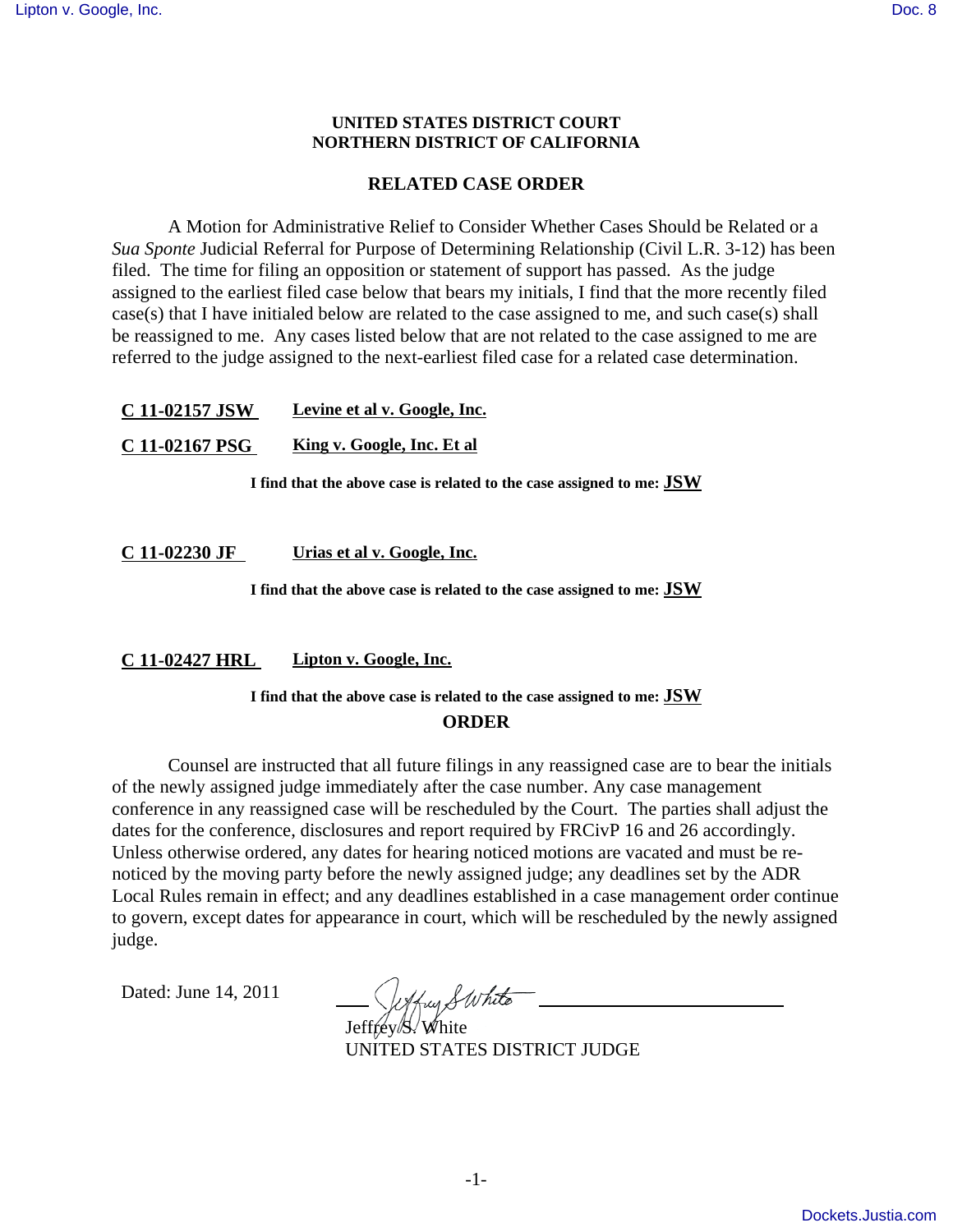**UNITED STATES DISTRICT COURT**
**NORTHERN DISTRICT OF CALIFORNIA**

**RELATED CASE ORDER**

A Motion for Administrative Relief to Consider Whether Cases Should be Related or a *Sua Sponte* Judicial Referral for Purpose of Determining Relationship (Civil L.R. 3-12) has been filed. The time for filing an opposition or statement of support has passed. As the judge assigned to the earliest filed case below that bears my initials, I find that the more recently filed case(s) that I have initialed below are related to the case assigned to me, and such case(s) shall be reassigned to me. Any cases listed below that are not related to the case assigned to me are referred to the judge assigned to the next-earliest filed case for a related case determination.

**C 11-02157 JSW** **Levine et al v. Google, Inc.**

**C 11-02167 PSG** **King v. Google, Inc. Et al**

**I find that the above case is related to the case assigned to me: JSW**

**C 11-02230 JF** **Urias et al v. Google, Inc.**

**I find that the above case is related to the case assigned to me: JSW**

**C 11-02427 HRL** **Lipton v. Google, Inc.**

**I find that the above case is related to the case assigned to me: JSW**

**ORDER**

Counsel are instructed that all future filings in any reassigned case are to bear the initials of the newly assigned judge immediately after the case number. Any case management conference in any reassigned case will be rescheduled by the Court. The parties shall adjust the dates for the conference, disclosures and report required by FRCivP 16 and 26 accordingly. Unless otherwise ordered, any dates for hearing noticed motions are vacated and must be re-noticed by the moving party before the newly assigned judge; any deadlines set by the ADR Local Rules remain in effect; and any deadlines established in a case management order continue to govern, except dates for appearance in court, which will be rescheduled by the newly assigned judge.

Dated: June 14, 2011

Jeffrey S. White
UNITED STATES DISTRICT JUDGE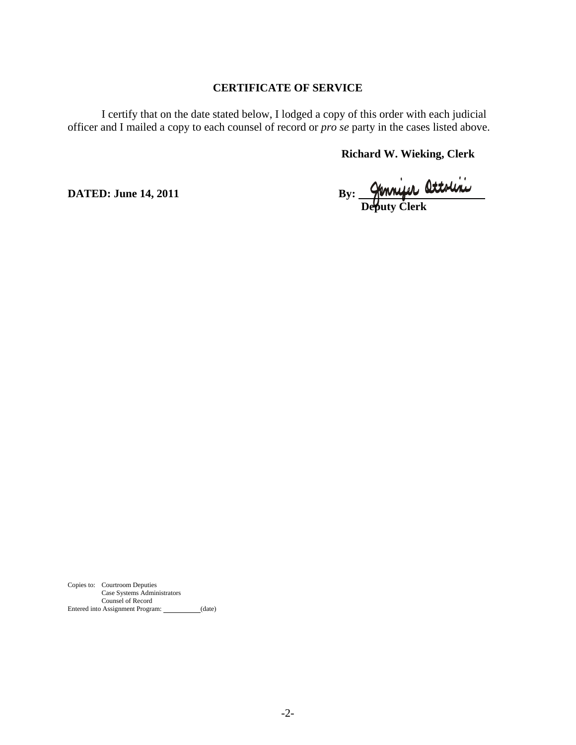## CERTIFICATE OF SERVICE

I certify that on the date stated below, I lodged a copy of this order with each judicial officer and I mailed a copy to each counsel of record or *pro se* party in the cases listed above.

**Richard W. Wieking, Clerk**

**DATED: June 14, 2011**

**By:** Jennifer Ottolini
**Deputy Clerk**

Copies to: Courtroom Deputies
Case Systems Administrators
Counsel of Record
Entered into Assignment Program: __________(date)